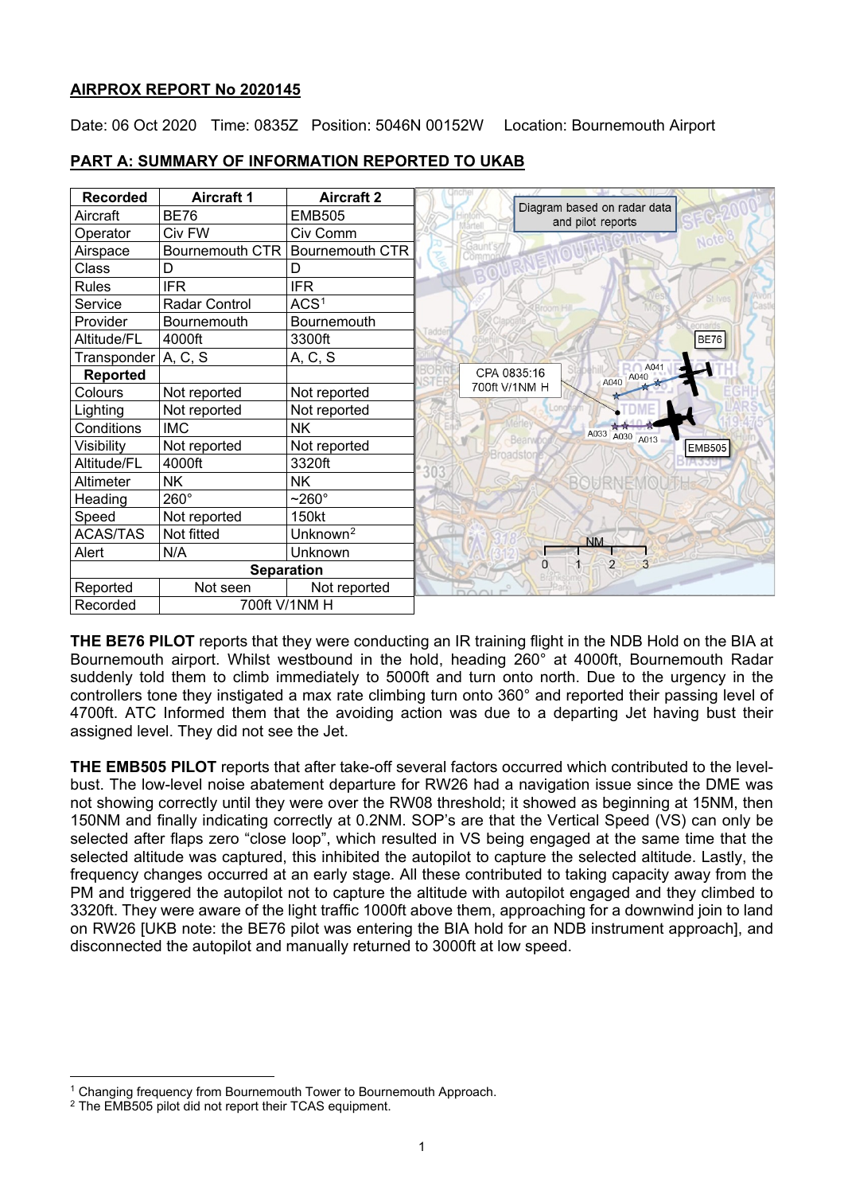**AIRPROX REPORT No 2020145**

Date: 06 Oct 2020 Time: 0835Z Position: 5046N 00152W Location: Bournemouth Airport

**PART A: SUMMARY OF INFORMATION REPORTED TO UKAB**

| Recorded | Aircraft 1 | Aircraft 2 |
|---|---|---|
| Aircraft | BE76 | EMB505 |
| Operator | Civ FW | Civ Comm |
| Airspace | Bournemouth CTR | Bournemouth CTR |
| Class | D | D |
| Rules | IFR | IFR |
| Service | Radar Control | ACS[1] |
| Provider | Bournemouth | Bournemouth |
| Altitude/FL | 4000ft | 3300ft |
| Transponder | A, C, S | A, C, S |
| **Reported** | | |
| Colours | Not reported | Not reported |
| Lighting | Not reported | Not reported |
| Conditions | IMC | NK |
| Visibility | Not reported | Not reported |
| Altitude/FL | 4000ft | 3320ft |
| Altimeter | NK | NK |
| Heading | 260° | ~260° |
| Speed | Not reported | 150kt |
| ACAS/TAS | Not fitted | Unknown[2] |
| Alert | N/A | Unknown |
| **Separation** | | |
| Reported | Not seen | Not reported |
| Recorded | 700ft V/1NM H | |

Diagram based on radar data and pilot reports

CPA 0835:16
700ft V/1NM H

BE76
A041
A040
A040

EMB505
A033
A030
A013

NM
0 1 2 3

**THE BE76 PILOT** reports that they were conducting an IR training flight in the NDB Hold on the BIA at Bournemouth airport. Whilst westbound in the hold, heading 260° at 4000ft, Bournemouth Radar suddenly told them to climb immediately to 5000ft and turn onto north. Due to the urgency in the controllers tone they instigated a max rate climbing turn onto 360° and reported their passing level of 4700ft. ATC Informed them that the avoiding action was due to a departing Jet having bust their assigned level. They did not see the Jet.

**THE EMB505 PILOT** reports that after take-off several factors occurred which contributed to the level-bust. The low-level noise abatement departure for RW26 had a navigation issue since the DME was not showing correctly until they were over the RW08 threshold; it showed as beginning at 15NM, then 150NM and finally indicating correctly at 0.2NM. SOP's are that the Vertical Speed (VS) can only be selected after flaps zero "close loop", which resulted in VS being engaged at the same time that the selected altitude was captured, this inhibited the autopilot to capture the selected altitude. Lastly, the frequency changes occurred at an early stage. All these contributed to taking capacity away from the PM and triggered the autopilot not to capture the altitude with autopilot engaged and they climbed to 3320ft. They were aware of the light traffic 1000ft above them, approaching for a downwind join to land on RW26 [UKB note: the BE76 pilot was entering the BIA hold for an NDB instrument approach], and disconnected the autopilot and manually returned to 3000ft at low speed.

---

[1] Changing frequency from Bournemouth Tower to Bournemouth Approach.

[2] The EMB505 pilot did not report their TCAS equipment.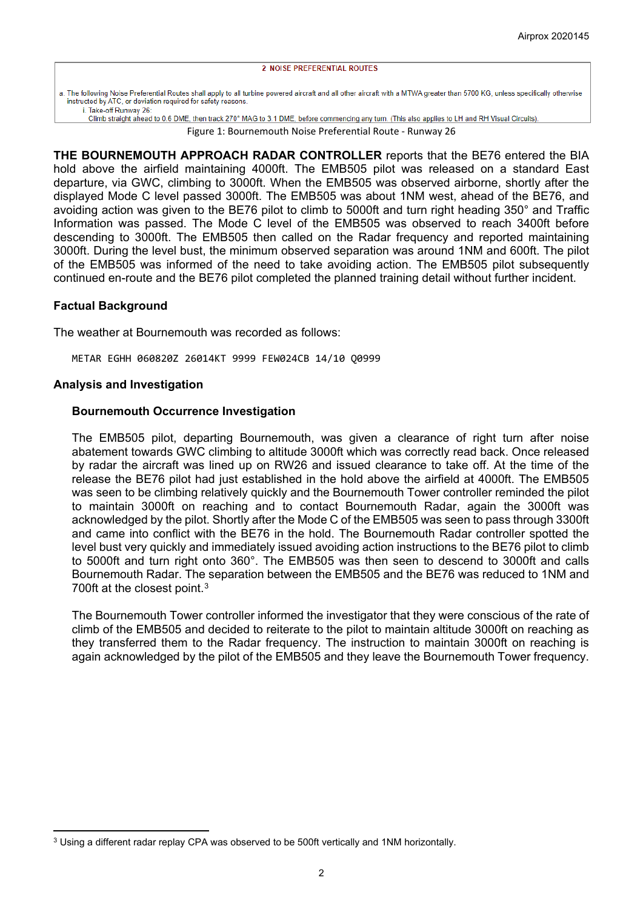**2 NOISE PREFERENTIAL ROUTES**

a. The following Noise Preferential Routes shall apply to all turbine powered aircraft and all other aircraft with a MTWA greater than 5700 KG, unless specifically otherwise instructed by ATC, or deviation required for safety reasons.

i. Take-off Runway 26:

Climb straight ahead to 0.6 DME, then track 270° MAG to 3.1 DME, before commencing any turn. (This also applies to LH and RH Visual Circuits).

Figure 1: Bournemouth Noise Preferential Route - Runway 26

**THE BOURNEMOUTH APPROACH RADAR CONTROLLER** reports that the BE76 entered the BIA hold above the airfield maintaining 4000ft. The EMB505 pilot was released on a standard East departure, via GWC, climbing to 3000ft. When the EMB505 was observed airborne, shortly after the displayed Mode C level passed 3000ft. The EMB505 was about 1NM west, ahead of the BE76, and avoiding action was given to the BE76 pilot to climb to 5000ft and turn right heading 350° and Traffic Information was passed. The Mode C level of the EMB505 was observed to reach 3400ft before descending to 3000ft. The EMB505 then called on the Radar frequency and reported maintaining 3000ft. During the level bust, the minimum observed separation was around 1NM and 600ft. The pilot of the EMB505 was informed of the need to take avoiding action. The EMB505 pilot subsequently continued en-route and the BE76 pilot completed the planned training detail without further incident.

## Factual Background

The weather at Bournemouth was recorded as follows:

```
METAR EGHH 060820Z 26014KT 9999 FEW024CB 14/10 Q0999
```

## Analysis and Investigation

### Bournemouth Occurrence Investigation

The EMB505 pilot, departing Bournemouth, was given a clearance of right turn after noise abatement towards GWC climbing to altitude 3000ft which was correctly read back. Once released by radar the aircraft was lined up on RW26 and issued clearance to take off. At the time of the release the BE76 pilot had just established in the hold above the airfield at 4000ft. The EMB505 was seen to be climbing relatively quickly and the Bournemouth Tower controller reminded the pilot to maintain 3000ft on reaching and to contact Bournemouth Radar, again the 3000ft was acknowledged by the pilot. Shortly after the Mode C of the EMB505 was seen to pass through 3300ft and came into conflict with the BE76 in the hold. The Bournemouth Radar controller spotted the level bust very quickly and immediately issued avoiding action instructions to the BE76 pilot to climb to 5000ft and turn right onto 360°. The EMB505 was then seen to descend to 3000ft and calls Bournemouth Radar. The separation between the EMB505 and the BE76 was reduced to 1NM and 700ft at the closest point.[3]

The Bournemouth Tower controller informed the investigator that they were conscious of the rate of climb of the EMB505 and decided to reiterate to the pilot to maintain altitude 3000ft on reaching as they transferred them to the Radar frequency. The instruction to maintain 3000ft on reaching is again acknowledged by the pilot of the EMB505 and they leave the Bournemouth Tower frequency.

[3] Using a different radar replay CPA was observed to be 500ft vertically and 1NM horizontally.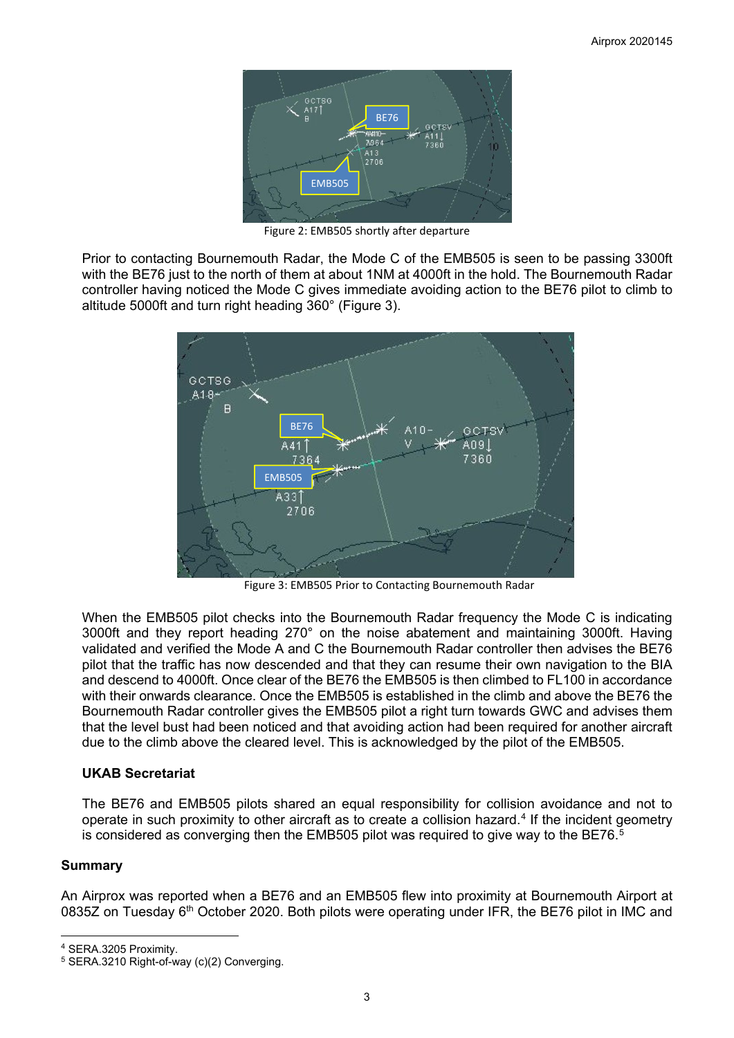Figure 2: EMB505 shortly after departure

Prior to contacting Bournemouth Radar, the Mode C of the EMB505 is seen to be passing 3300ft with the BE76 just to the north of them at about 1NM at 4000ft in the hold. The Bournemouth Radar controller having noticed the Mode C gives immediate avoiding action to the BE76 pilot to climb to altitude 5000ft and turn right heading 360° (Figure 3).

Figure 3: EMB505 Prior to Contacting Bournemouth Radar

When the EMB505 pilot checks into the Bournemouth Radar frequency the Mode C is indicating 3000ft and they report heading 270° on the noise abatement and maintaining 3000ft. Having validated and verified the Mode A and C the Bournemouth Radar controller then advises the BE76 pilot that the traffic has now descended and that they can resume their own navigation to the BIA and descend to 4000ft. Once clear of the BE76 the EMB505 is then climbed to FL100 in accordance with their onwards clearance. Once the EMB505 is established in the climb and above the BE76 the Bournemouth Radar controller gives the EMB505 pilot a right turn towards GWC and advises them that the level bust had been noticed and that avoiding action had been required for another aircraft due to the climb above the cleared level. This is acknowledged by the pilot of the EMB505.

### UKAB Secretariat

The BE76 and EMB505 pilots shared an equal responsibility for collision avoidance and not to operate in such proximity to other aircraft as to create a collision hazard.[4] If the incident geometry is considered as converging then the EMB505 pilot was required to give way to the BE76.[5]

## Summary

An Airprox was reported when a BE76 and an EMB505 flew into proximity at Bournemouth Airport at 0835Z on Tuesday 6th October 2020. Both pilots were operating under IFR, the BE76 pilot in IMC and

---

[4] SERA.3205 Proximity.

[5] SERA.3210 Right-of-way (c)(2) Converging.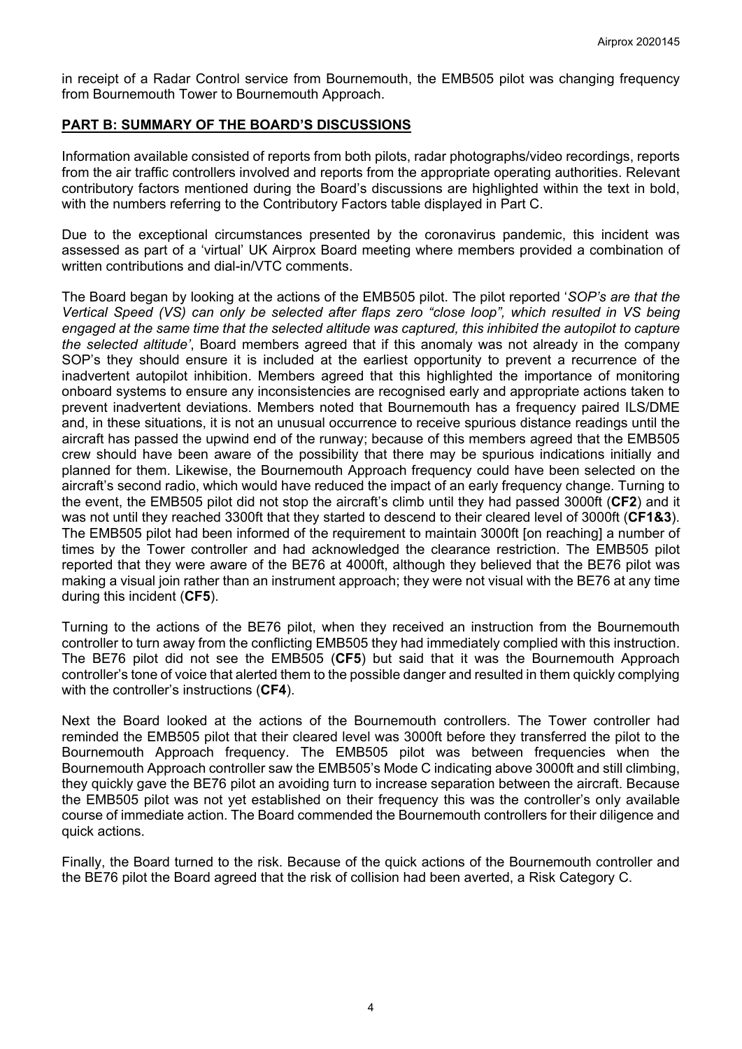in receipt of a Radar Control service from Bournemouth, the EMB505 pilot was changing frequency from Bournemouth Tower to Bournemouth Approach.

## PART B: SUMMARY OF THE BOARD'S DISCUSSIONS

Information available consisted of reports from both pilots, radar photographs/video recordings, reports from the air traffic controllers involved and reports from the appropriate operating authorities. Relevant contributory factors mentioned during the Board's discussions are highlighted within the text in bold, with the numbers referring to the Contributory Factors table displayed in Part C.

Due to the exceptional circumstances presented by the coronavirus pandemic, this incident was assessed as part of a 'virtual' UK Airprox Board meeting where members provided a combination of written contributions and dial-in/VTC comments.

The Board began by looking at the actions of the EMB505 pilot. The pilot reported '*SOP's are that the Vertical Speed (VS) can only be selected after flaps zero "close loop", which resulted in VS being engaged at the same time that the selected altitude was captured, this inhibited the autopilot to capture the selected altitude*', Board members agreed that if this anomaly was not already in the company SOP's they should ensure it is included at the earliest opportunity to prevent a recurrence of the inadvertent autopilot inhibition. Members agreed that this highlighted the importance of monitoring onboard systems to ensure any inconsistencies are recognised early and appropriate actions taken to prevent inadvertent deviations. Members noted that Bournemouth has a frequency paired ILS/DME and, in these situations, it is not an unusual occurrence to receive spurious distance readings until the aircraft has passed the upwind end of the runway; because of this members agreed that the EMB505 crew should have been aware of the possibility that there may be spurious indications initially and planned for them. Likewise, the Bournemouth Approach frequency could have been selected on the aircraft's second radio, which would have reduced the impact of an early frequency change. Turning to the event, the EMB505 pilot did not stop the aircraft's climb until they had passed 3000ft (**CF2**) and it was not until they reached 3300ft that they started to descend to their cleared level of 3000ft (**CF1&3**). The EMB505 pilot had been informed of the requirement to maintain 3000ft [on reaching] a number of times by the Tower controller and had acknowledged the clearance restriction. The EMB505 pilot reported that they were aware of the BE76 at 4000ft, although they believed that the BE76 pilot was making a visual join rather than an instrument approach; they were not visual with the BE76 at any time during this incident (**CF5**).

Turning to the actions of the BE76 pilot, when they received an instruction from the Bournemouth controller to turn away from the conflicting EMB505 they had immediately complied with this instruction. The BE76 pilot did not see the EMB505 (**CF5**) but said that it was the Bournemouth Approach controller's tone of voice that alerted them to the possible danger and resulted in them quickly complying with the controller's instructions (**CF4**).

Next the Board looked at the actions of the Bournemouth controllers. The Tower controller had reminded the EMB505 pilot that their cleared level was 3000ft before they transferred the pilot to the Bournemouth Approach frequency. The EMB505 pilot was between frequencies when the Bournemouth Approach controller saw the EMB505's Mode C indicating above 3000ft and still climbing, they quickly gave the BE76 pilot an avoiding turn to increase separation between the aircraft. Because the EMB505 pilot was not yet established on their frequency this was the controller's only available course of immediate action. The Board commended the Bournemouth controllers for their diligence and quick actions.

Finally, the Board turned to the risk. Because of the quick actions of the Bournemouth controller and the BE76 pilot the Board agreed that the risk of collision had been averted, a Risk Category C.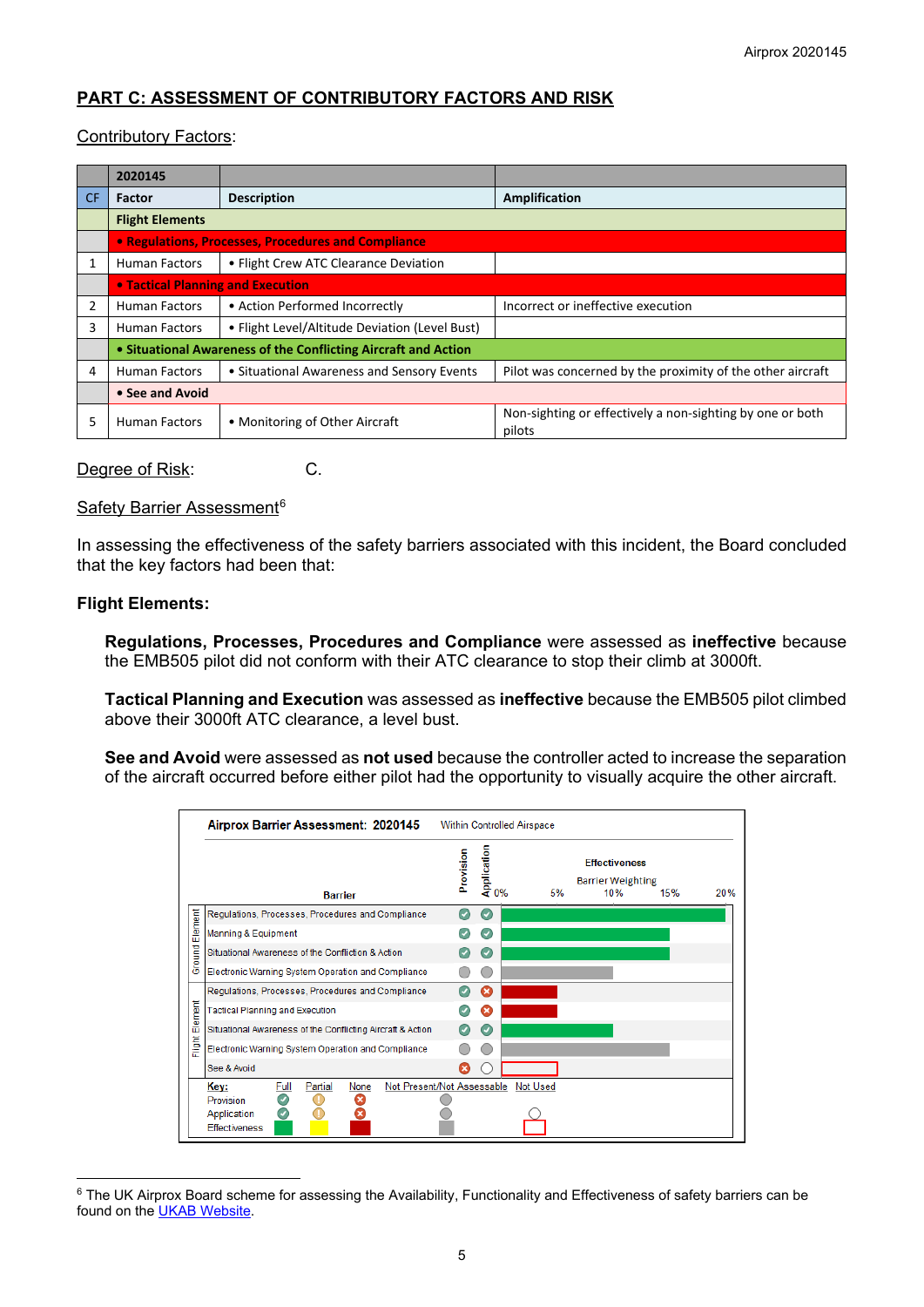## PART C: ASSESSMENT OF CONTRIBUTORY FACTORS AND RISK

Contributory Factors:

| | 2020145 | | |
|---|---|---|---|
| CF | Factor | Description | Amplification |
| | **Flight Elements** | | |
| | **• Regulations, Processes, Procedures and Compliance** | | |
| 1 | Human Factors | • Flight Crew ATC Clearance Deviation | |
| | **• Tactical Planning and Execution** | | |
| 2 | Human Factors | • Action Performed Incorrectly | Incorrect or ineffective execution |
| 3 | Human Factors | • Flight Level/Altitude Deviation (Level Bust) | |
| | **• Situational Awareness of the Conflicting Aircraft and Action** | | |
| 4 | Human Factors | • Situational Awareness and Sensory Events | Pilot was concerned by the proximity of the other aircraft |
| | **• See and Avoid** | | |
| 5 | Human Factors | • Monitoring of Other Aircraft | Non-sighting or effectively a non-sighting by one or both pilots |

Degree of Risk: C.

Safety Barrier Assessment[6]

In assessing the effectiveness of the safety barriers associated with this incident, the Board concluded that the key factors had been that:

**Flight Elements:**

**Regulations, Processes, Procedures and Compliance** were assessed as **ineffective** because the EMB505 pilot did not conform with their ATC clearance to stop their climb at 3000ft.

**Tactical Planning and Execution** was assessed as **ineffective** because the EMB505 pilot climbed above their 3000ft ATC clearance, a level bust.

**See and Avoid** were assessed as **not used** because the controller acted to increase the separation of the aircraft occurred before either pilot had the opportunity to visually acquire the other aircraft.

Airprox Barrier Assessment: 2020145
Within Controlled Airspace

Barrier
Provision
Application
Effectiveness
Barrier Weighting
0% 5% 10% 15% 20%

Ground Element
Regulations, Processes, Procedures and Compliance
Manning & Equipment
Situational Awareness of the Confliction & Action
Electronic Warning System Operation and Compliance

Flight Element
Regulations, Processes, Procedures and Compliance
Tactical Planning and Execution
Situational Awareness of the Conflicting Aircraft & Action
Electronic Warning System Operation and Compliance
See & Avoid

Key: Full Partial None Not Present/Not Assessable Not Used
Provision
Application
Effectiveness

---

[6] The UK Airprox Board scheme for assessing the Availability, Functionality and Effectiveness of safety barriers can be found on the UKAB Website.